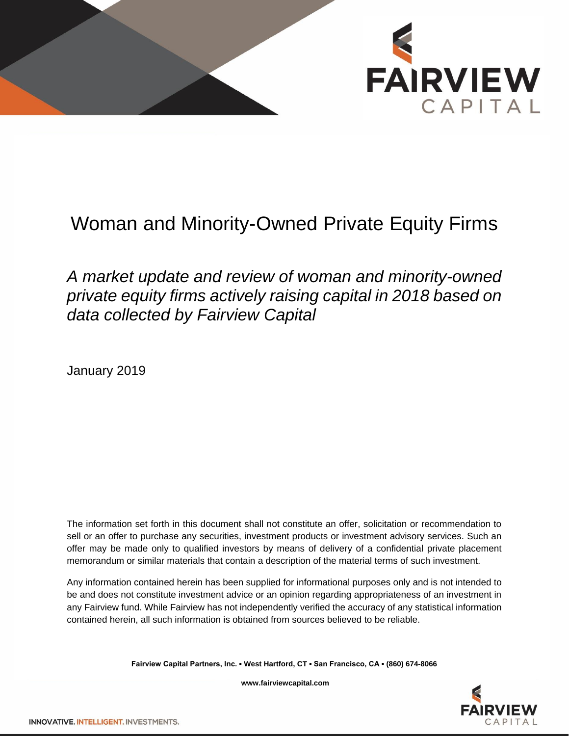# Woman and Minority-Owned Private Equity Firms

*A market update and review of woman and minority-owned private equity firms actively raising capital in 2018 based on data collected by Fairview Capital*

January 2019

The information set forth in this document shall not constitute an offer, solicitation or recommendation to sell or an offer to purchase any securities, investment products or investment advisory services. Such an offer may be made only to qualified investors by means of delivery of a confidential private placement memorandum or similar materials that contain a description of the material terms of such investment.

Any information contained herein has been supplied for informational purposes only and is not intended to be and does not constitute investment advice or an opinion regarding appropriateness of an investment in any Fairview fund. While Fairview has not independently verified the accuracy of any statistical information contained herein, all such information is obtained from sources believed to be reliable.

**Fairview Capital Partners, Inc. ▪ West Hartford, CT ▪ San Francisco, CA ▪ (860) 674-8066**

**www.fairviewcapital.com**

INNOVATIVE. INTELLIGENT. INVESTMENTS.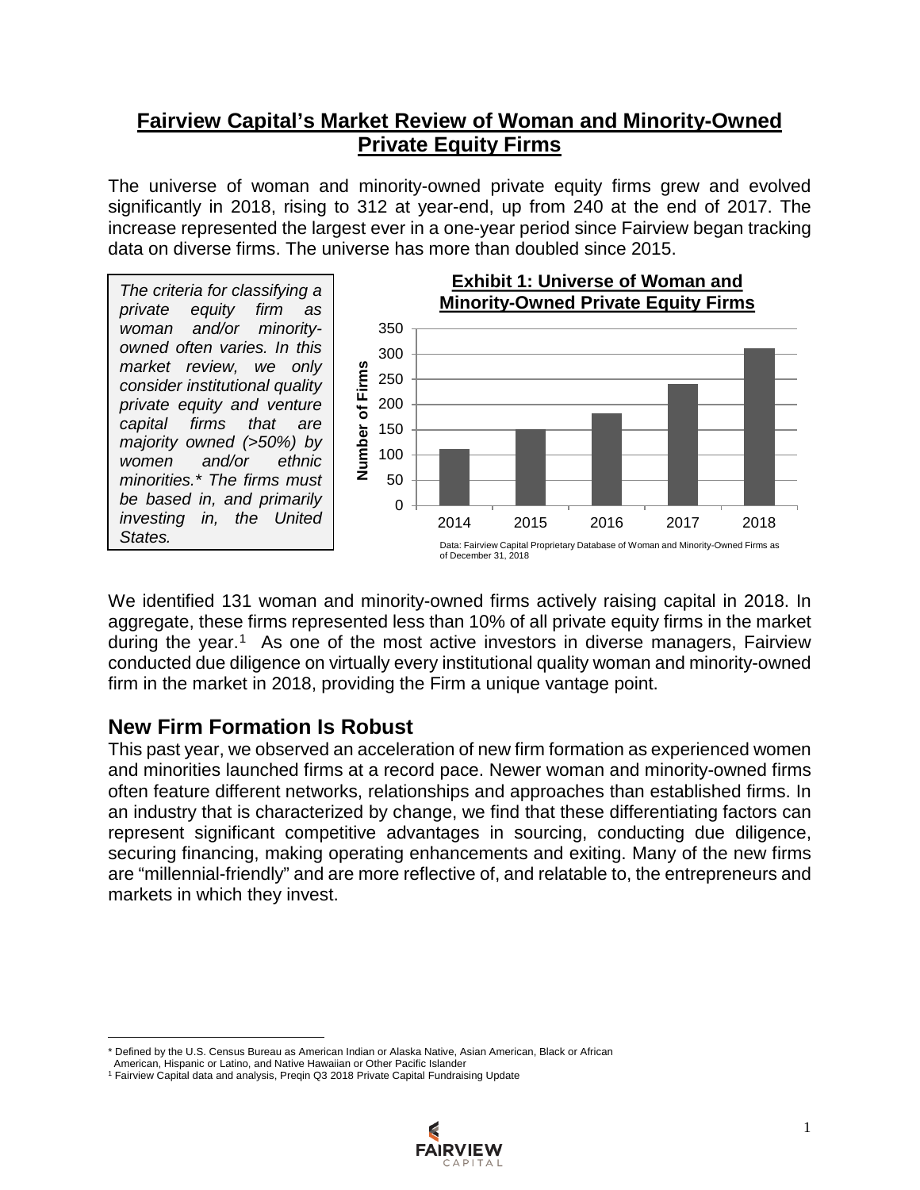## Fairview Capital's Market Review of Woman and Minority-Owned Private Equity Firms

The universe of woman and minority-owned private equity firms grew and evolved significantly in 2018, rising to 312 at year-end, up from 240 at the end of 2017. The increase represented the largest ever in a one-year period since Fairview began tracking data on diverse firms. The universe has more than doubled since 2015.

*The criteria for classifying a private equity firm as woman and/or minority-owned often varies. In this market review, we only consider institutional quality private equity and venture capital firms that are majority owned (>50%) by women and/or ethnic minorities.* The firms must be based in, and primarily investing in, the United States.*

**Exhibit 1: Universe of Woman and Minority-Owned Private Equity Firms**

Data: Fairview Capital Proprietary Database of Woman and Minority-Owned Firms as of December 31, 2018

We identified 131 woman and minority-owned firms actively raising capital in 2018. In aggregate, these firms represented less than 10% of all private equity firms in the market during the year.[1] As one of the most active investors in diverse managers, Fairview conducted due diligence on virtually every institutional quality woman and minority-owned firm in the market in 2018, providing the Firm a unique vantage point.

## New Firm Formation Is Robust

This past year, we observed an acceleration of new firm formation as experienced women and minorities launched firms at a record pace. Newer woman and minority-owned firms often feature different networks, relationships and approaches than established firms. In an industry that is characterized by change, we find that these differentiating factors can represent significant competitive advantages in sourcing, conducting due diligence, securing financing, making operating enhancements and exiting. Many of the new firms are "millennial-friendly" and are more reflective of, and relatable to, the entrepreneurs and markets in which they invest.

---

* Defined by the U.S. Census Bureau as American Indian or Alaska Native, Asian American, Black or African American, Hispanic or Latino, and Native Hawaiian or Other Pacific Islander

[1] Fairview Capital data and analysis, Preqin Q3 2018 Private Capital Fundraising Update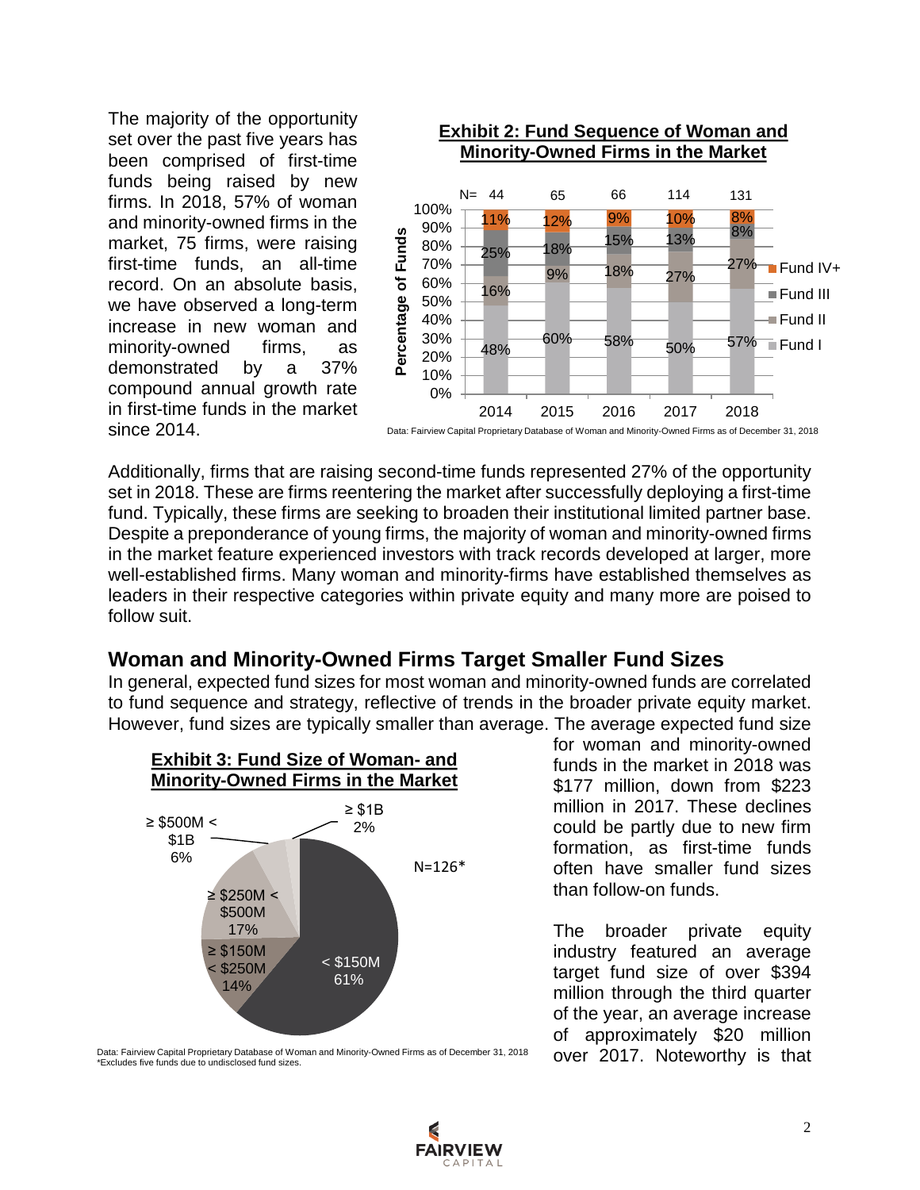The majority of the opportunity set over the past five years has been comprised of first-time funds being raised by new firms. In 2018, 57% of woman and minority-owned firms in the market, 75 firms, were raising first-time funds, an all-time record. On an absolute basis, we have observed a long-term increase in new woman and minority-owned firms, as demonstrated by a 37% compound annual growth rate in first-time funds in the market since 2014.

**Exhibit 2: Fund Sequence of Woman and Minority-Owned Firms in the Market**

| | 2014 | 2015 | 2016 | 2017 | 2018 |
|---|---|---|---|---|---|
| N= | 44 | 65 | 66 | 114 | 131 |
| Fund IV+ | 11% | 12% | 9% | 10% | 8% |
| Fund III | 25% | 18% | 15% | 13% | 8% |
| Fund II | 16% | 9% | 18% | 27% | 27% |
| Fund I | 48% | 60% | 58% | 50% | 57% |

Data: Fairview Capital Proprietary Database of Woman and Minority-Owned Firms as of December 31, 2018

Additionally, firms that are raising second-time funds represented 27% of the opportunity set in 2018. These are firms reentering the market after successfully deploying a first-time fund. Typically, these firms are seeking to broaden their institutional limited partner base. Despite a preponderance of young firms, the majority of woman and minority-owned firms in the market feature experienced investors with track records developed at larger, more well-established firms. Many woman and minority-firms have established themselves as leaders in their respective categories within private equity and many more are poised to follow suit.

## Woman and Minority-Owned Firms Target Smaller Fund Sizes

In general, expected fund sizes for most woman and minority-owned funds are correlated to fund sequence and strategy, reflective of trends in the broader private equity market. However, fund sizes are typically smaller than average. The average expected fund size for woman and minority-owned funds in the market in 2018 was $177 million, down from $223 million in 2017. These declines could be partly due to new firm formation, as first-time funds often have smaller fund sizes than follow-on funds.

**Exhibit 3: Fund Size of Woman- and Minority-Owned Firms in the Market**

N=126*

| Fund Size | Percentage |
|---|---|
| < $150M | 61% |
| ≥ $150M < $250M | 14% |
| ≥ $250M < $500M | 17% |
| ≥ $500M < $1B | 6% |
| ≥ $1B | 2% |

Data: Fairview Capital Proprietary Database of Woman and Minority-Owned Firms as of December 31, 2018
*Excludes five funds due to undisclosed fund sizes.

The broader private equity industry featured an average target fund size of over $394 million through the third quarter of the year, an average increase of approximately $20 million over 2017. Noteworthy is that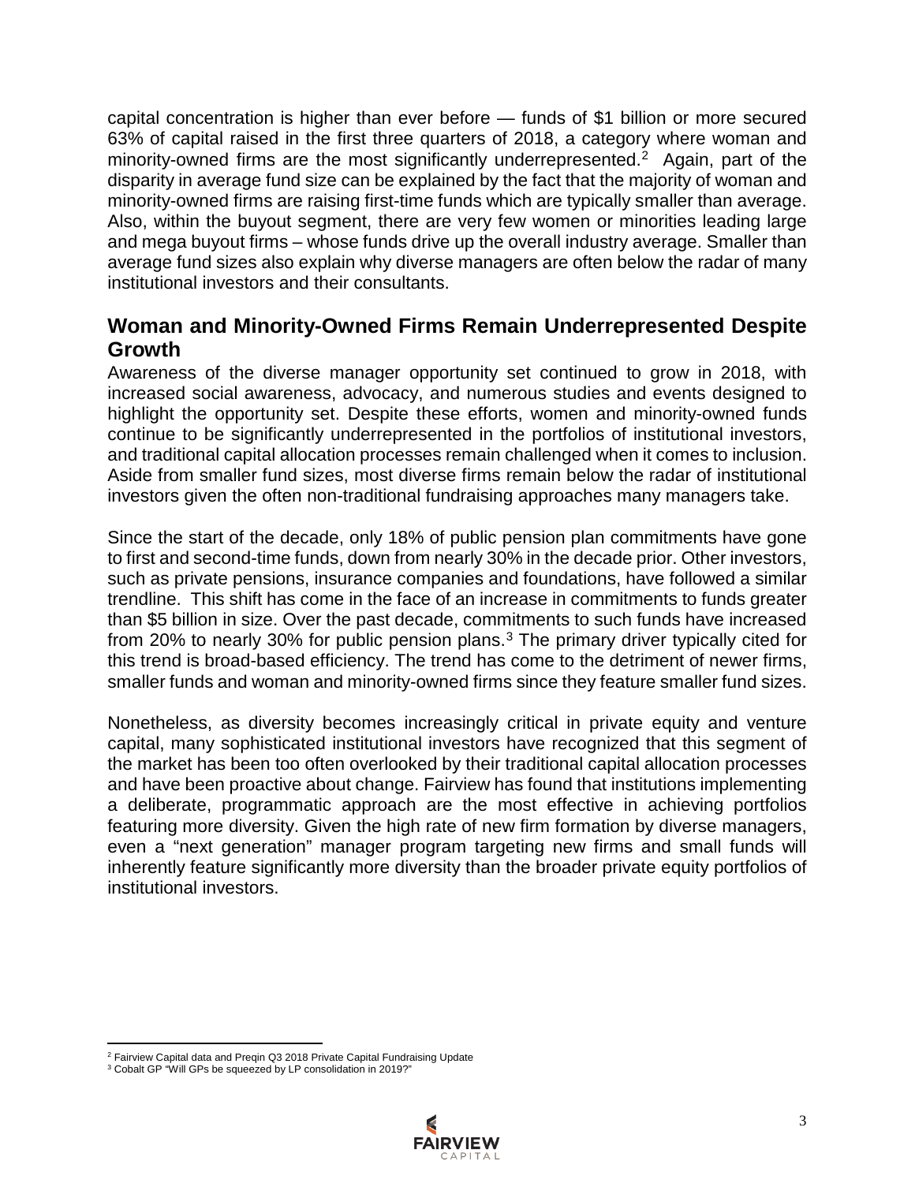capital concentration is higher than ever before — funds of $1 billion or more secured 63% of capital raised in the first three quarters of 2018, a category where woman and minority-owned firms are the most significantly underrepresented.[2] Again, part of the disparity in average fund size can be explained by the fact that the majority of woman and minority-owned firms are raising first-time funds which are typically smaller than average. Also, within the buyout segment, there are very few women or minorities leading large and mega buyout firms – whose funds drive up the overall industry average. Smaller than average fund sizes also explain why diverse managers are often below the radar of many institutional investors and their consultants.

## Woman and Minority-Owned Firms Remain Underrepresented Despite Growth

Awareness of the diverse manager opportunity set continued to grow in 2018, with increased social awareness, advocacy, and numerous studies and events designed to highlight the opportunity set. Despite these efforts, women and minority-owned funds continue to be significantly underrepresented in the portfolios of institutional investors, and traditional capital allocation processes remain challenged when it comes to inclusion. Aside from smaller fund sizes, most diverse firms remain below the radar of institutional investors given the often non-traditional fundraising approaches many managers take.

Since the start of the decade, only 18% of public pension plan commitments have gone to first and second-time funds, down from nearly 30% in the decade prior. Other investors, such as private pensions, insurance companies and foundations, have followed a similar trendline. This shift has come in the face of an increase in commitments to funds greater than $5 billion in size. Over the past decade, commitments to such funds have increased from 20% to nearly 30% for public pension plans.[3] The primary driver typically cited for this trend is broad-based efficiency. The trend has come to the detriment of newer firms, smaller funds and woman and minority-owned firms since they feature smaller fund sizes.

Nonetheless, as diversity becomes increasingly critical in private equity and venture capital, many sophisticated institutional investors have recognized that this segment of the market has been too often overlooked by their traditional capital allocation processes and have been proactive about change. Fairview has found that institutions implementing a deliberate, programmatic approach are the most effective in achieving portfolios featuring more diversity. Given the high rate of new firm formation by diverse managers, even a "next generation" manager program targeting new firms and small funds will inherently feature significantly more diversity than the broader private equity portfolios of institutional investors.

[2] Fairview Capital data and Preqin Q3 2018 Private Capital Fundraising Update

[3] Cobalt GP "Will GPs be squeezed by LP consolidation in 2019?"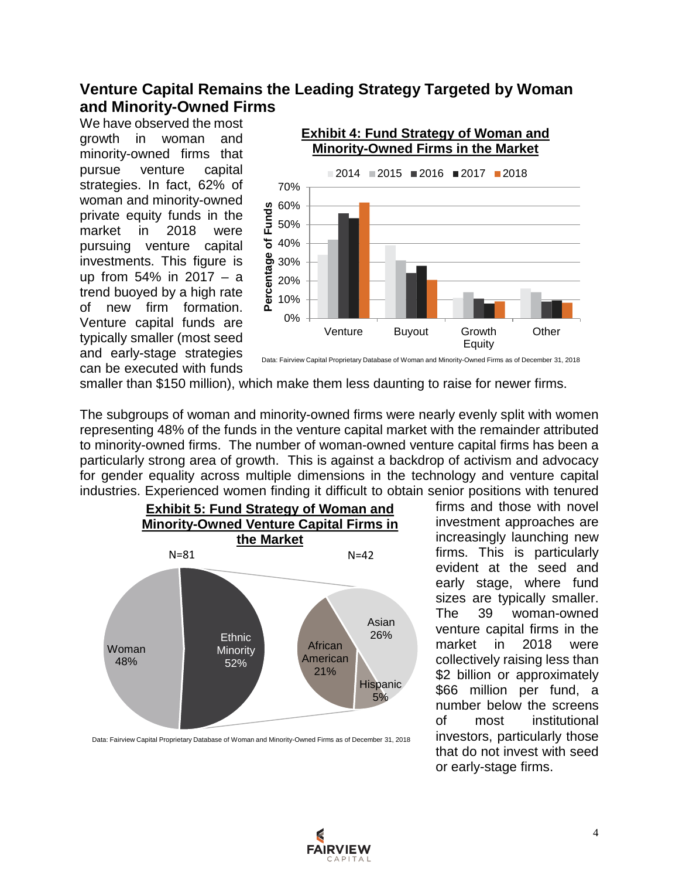## Venture Capital Remains the Leading Strategy Targeted by Woman and Minority-Owned Firms

We have observed the most growth in woman and minority-owned firms that pursue venture capital strategies. In fact, 62% of woman and minority-owned private equity funds in the market in 2018 were pursuing venture capital investments. This figure is up from 54% in 2017 – a trend buoyed by a high rate of new firm formation. Venture capital funds are typically smaller (most seed and early-stage strategies can be executed with funds smaller than $150 million), which make them less daunting to raise for newer firms.

**Exhibit 4: Fund Strategy of Woman and Minority-Owned Firms in the Market**

Data: Fairview Capital Proprietary Database of Woman and Minority-Owned Firms as of December 31, 2018

The subgroups of woman and minority-owned firms were nearly evenly split with women representing 48% of the funds in the venture capital market with the remainder attributed to minority-owned firms. The number of woman-owned venture capital firms has been a particularly strong area of growth. This is against a backdrop of activism and advocacy for gender equality across multiple dimensions in the technology and venture capital industries. Experienced women finding it difficult to obtain senior positions with tenured firms and those with novel investment approaches are increasingly launching new firms. This is particularly evident at the seed and early stage, where fund sizes are typically smaller. The 39 woman-owned venture capital firms in the market in 2018 were collectively raising less than $2 billion or approximately $66 million per fund, a number below the screens of most institutional investors, particularly those that do not invest with seed or early-stage firms.

**Exhibit 5: Fund Strategy of Woman and Minority-Owned Venture Capital Firms in the Market**

Data: Fairview Capital Proprietary Database of Woman and Minority-Owned Firms as of December 31, 2018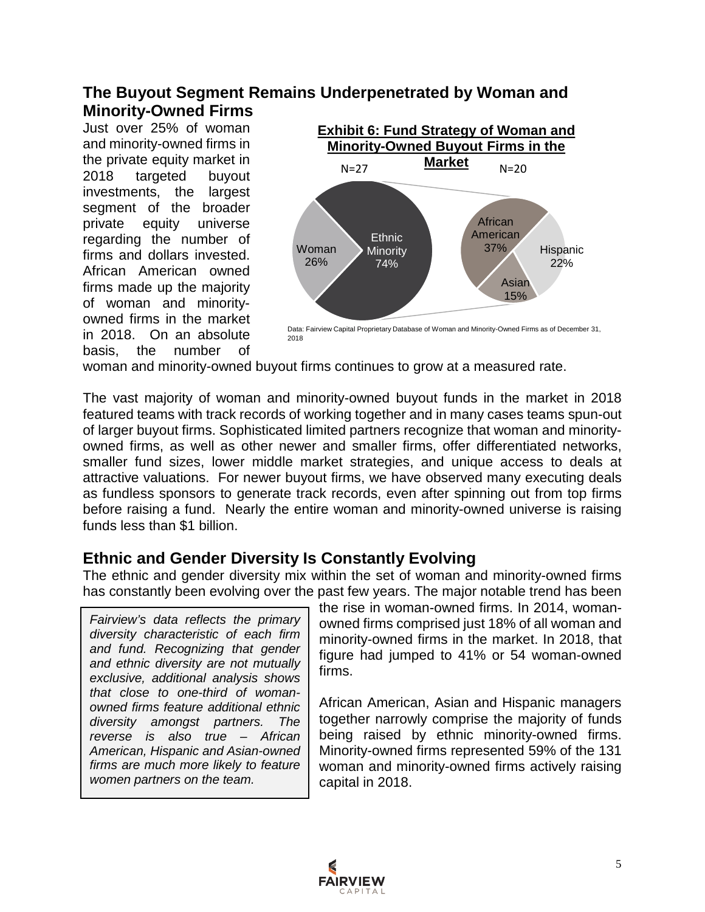## The Buyout Segment Remains Underpenetrated by Woman and Minority-Owned Firms

Just over 25% of woman and minority-owned firms in the private equity market in 2018 targeted buyout investments, the largest segment of the broader private equity universe regarding the number of firms and dollars invested. African American owned firms made up the majority of woman and minority-owned firms in the market in 2018. On an absolute basis, the number of woman and minority-owned buyout firms continues to grow at a measured rate.

**Exhibit 6: Fund Strategy of Woman and Minority-Owned Buyout Firms in the Market**

| N=27 | |
|---|---|
| Woman | 26% |
| Ethnic Minority | 74% |

| N=20 | |
|---|---|
| African American | 37% |
| Hispanic | 22% |
| Asian | 15% |

Data: Fairview Capital Proprietary Database of Woman and Minority-Owned Firms as of December 31, 2018

The vast majority of woman and minority-owned buyout funds in the market in 2018 featured teams with track records of working together and in many cases teams spun-out of larger buyout firms. Sophisticated limited partners recognize that woman and minority-owned firms, as well as other newer and smaller firms, offer differentiated networks, smaller fund sizes, lower middle market strategies, and unique access to deals at attractive valuations. For newer buyout firms, we have observed many executing deals as fundless sponsors to generate track records, even after spinning out from top firms before raising a fund. Nearly the entire woman and minority-owned universe is raising funds less than $1 billion.

## Ethnic and Gender Diversity Is Constantly Evolving

The ethnic and gender diversity mix within the set of woman and minority-owned firms has constantly been evolving over the past few years. The major notable trend has been the rise in woman-owned firms. In 2014, woman-owned firms comprised just 18% of all woman and minority-owned firms in the market. In 2018, that figure had jumped to 41% or 54 woman-owned firms.

> *Fairview's data reflects the primary diversity characteristic of each firm and fund. Recognizing that gender and ethnic diversity are not mutually exclusive, additional analysis shows that close to one-third of woman-owned firms feature additional ethnic diversity amongst partners. The reverse is also true – African American, Hispanic and Asian-owned firms are much more likely to feature women partners on the team.*

African American, Asian and Hispanic managers together narrowly comprise the majority of funds being raised by ethnic minority-owned firms. Minority-owned firms represented 59% of the 131 woman and minority-owned firms actively raising capital in 2018.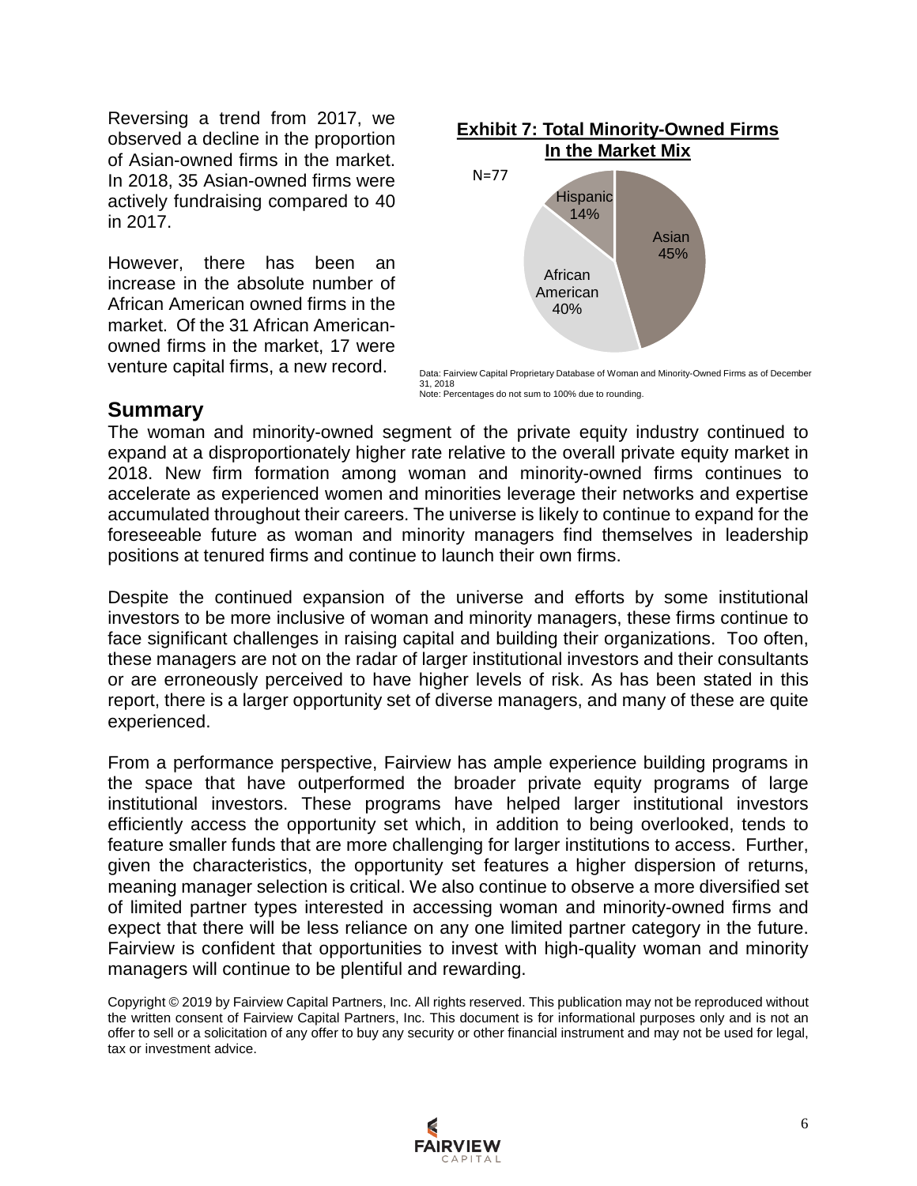Reversing a trend from 2017, we observed a decline in the proportion of Asian-owned firms in the market. In 2018, 35 Asian-owned firms were actively fundraising compared to 40 in 2017.

However, there has been an increase in the absolute number of African American owned firms in the market. Of the 31 African American-owned firms in the market, 17 were venture capital firms, a new record.

**Exhibit 7: Total Minority-Owned Firms In the Market Mix**

N=77

Hispanic 14%

Asian 45%

African American 40%

Data: Fairview Capital Proprietary Database of Woman and Minority-Owned Firms as of December 31, 2018
Note: Percentages do not sum to 100% due to rounding.

## Summary

The woman and minority-owned segment of the private equity industry continued to expand at a disproportionately higher rate relative to the overall private equity market in 2018. New firm formation among woman and minority-owned firms continues to accelerate as experienced women and minorities leverage their networks and expertise accumulated throughout their careers. The universe is likely to continue to expand for the foreseeable future as woman and minority managers find themselves in leadership positions at tenured firms and continue to launch their own firms.

Despite the continued expansion of the universe and efforts by some institutional investors to be more inclusive of woman and minority managers, these firms continue to face significant challenges in raising capital and building their organizations. Too often, these managers are not on the radar of larger institutional investors and their consultants or are erroneously perceived to have higher levels of risk. As has been stated in this report, there is a larger opportunity set of diverse managers, and many of these are quite experienced.

From a performance perspective, Fairview has ample experience building programs in the space that have outperformed the broader private equity programs of large institutional investors. These programs have helped larger institutional investors efficiently access the opportunity set which, in addition to being overlooked, tends to feature smaller funds that are more challenging for larger institutions to access. Further, given the characteristics, the opportunity set features a higher dispersion of returns, meaning manager selection is critical. We also continue to observe a more diversified set of limited partner types interested in accessing woman and minority-owned firms and expect that there will be less reliance on any one limited partner category in the future. Fairview is confident that opportunities to invest with high-quality woman and minority managers will continue to be plentiful and rewarding.

Copyright © 2019 by Fairview Capital Partners, Inc. All rights reserved. This publication may not be reproduced without the written consent of Fairview Capital Partners, Inc. This document is for informational purposes only and is not an offer to sell or a solicitation of any offer to buy any security or other financial instrument and may not be used for legal, tax or investment advice.